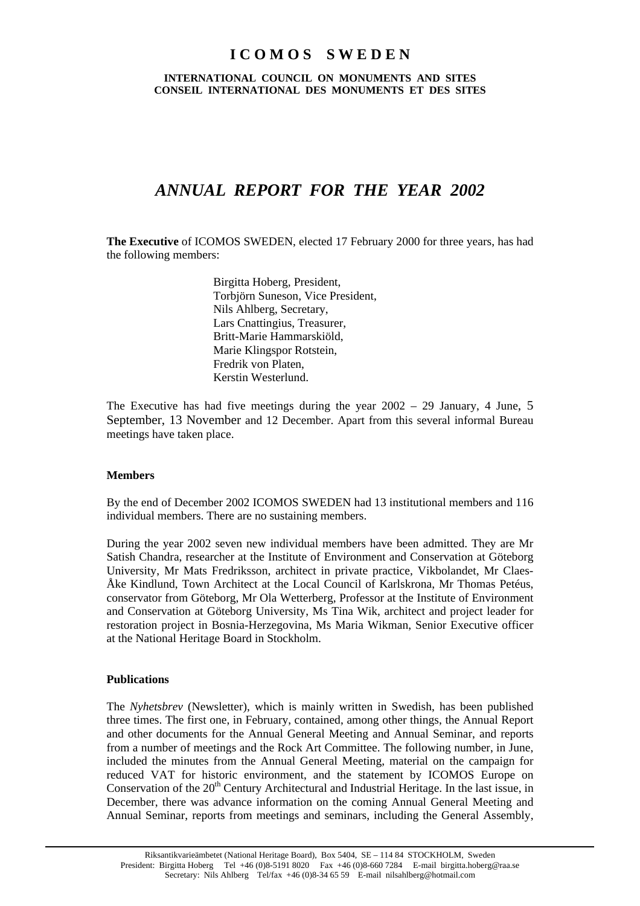# ICOMOS SWEDEN

**INTERNATIONAL COUNCIL ON MONUMENTS AND SITES**
**CONSEIL INTERNATIONAL DES MONUMENTS ET DES SITES**

## *ANNUAL REPORT FOR THE YEAR 2002*

**The Executive** of ICOMOS SWEDEN, elected 17 February 2000 for three years, has had the following members:

Birgitta Hoberg, President,
Torbjörn Suneson, Vice President,
Nils Ahlberg, Secretary,
Lars Cnattingius, Treasurer,
Britt-Marie Hammarskiöld,
Marie Klingspor Rotstein,
Fredrik von Platen,
Kerstin Westerlund.

The Executive has had five meetings during the year 2002 – 29 January, 4 June, 5 September, 13 November and 12 December. Apart from this several informal Bureau meetings have taken place.

### Members

By the end of December 2002 ICOMOS SWEDEN had 13 institutional members and 116 individual members. There are no sustaining members.

During the year 2002 seven new individual members have been admitted. They are Mr Satish Chandra, researcher at the Institute of Environment and Conservation at Göteborg University, Mr Mats Fredriksson, architect in private practice, Vikbolandet, Mr Claes-Åke Kindlund, Town Architect at the Local Council of Karlskrona, Mr Thomas Petéus, conservator from Göteborg, Mr Ola Wetterberg, Professor at the Institute of Environment and Conservation at Göteborg University, Ms Tina Wik, architect and project leader for restoration project in Bosnia-Herzegovina, Ms Maria Wikman, Senior Executive officer at the National Heritage Board in Stockholm.

### Publications

The *Nyhetsbrev* (Newsletter), which is mainly written in Swedish, has been published three times. The first one, in February, contained, among other things, the Annual Report and other documents for the Annual General Meeting and Annual Seminar, and reports from a number of meetings and the Rock Art Committee. The following number, in June, included the minutes from the Annual General Meeting, material on the campaign for reduced VAT for historic environment, and the statement by ICOMOS Europe on Conservation of the 20th Century Architectural and Industrial Heritage. In the last issue, in December, there was advance information on the coming Annual General Meeting and Annual Seminar, reports from meetings and seminars, including the General Assembly,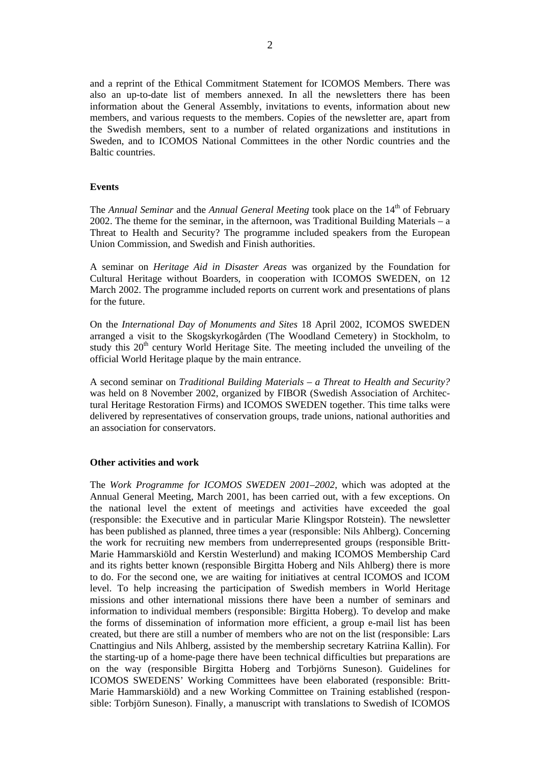and a reprint of the Ethical Commitment Statement for ICOMOS Members. There was also an up-to-date list of members annexed. In all the newsletters there has been information about the General Assembly, invitations to events, information about new members, and various requests to the members. Copies of the newsletter are, apart from the Swedish members, sent to a number of related organizations and institutions in Sweden, and to ICOMOS National Committees in the other Nordic countries and the Baltic countries.

**Events**

The *Annual Seminar* and the *Annual General Meeting* took place on the 14th of February 2002. The theme for the seminar, in the afternoon, was Traditional Building Materials – a Threat to Health and Security? The programme included speakers from the European Union Commission, and Swedish and Finish authorities.

A seminar on *Heritage Aid in Disaster Areas* was organized by the Foundation for Cultural Heritage without Boarders, in cooperation with ICOMOS SWEDEN, on 12 March 2002. The programme included reports on current work and presentations of plans for the future.

On the *International Day of Monuments and Sites* 18 April 2002, ICOMOS SWEDEN arranged a visit to the Skogskyrkogården (The Woodland Cemetery) in Stockholm, to study this 20th century World Heritage Site. The meeting included the unveiling of the official World Heritage plaque by the main entrance.

A second seminar on *Traditional Building Materials – a Threat to Health and Security?* was held on 8 November 2002, organized by FIBOR (Swedish Association of Architectural Heritage Restoration Firms) and ICOMOS SWEDEN together. This time talks were delivered by representatives of conservation groups, trade unions, national authorities and an association for conservators.

**Other activities and work**

The *Work Programme for ICOMOS SWEDEN 2001–2002*, which was adopted at the Annual General Meeting, March 2001, has been carried out, with a few exceptions. On the national level the extent of meetings and activities have exceeded the goal (responsible: the Executive and in particular Marie Klingspor Rotstein). The newsletter has been published as planned, three times a year (responsible: Nils Ahlberg). Concerning the work for recruiting new members from underrepresented groups (responsible Britt-Marie Hammarskiöld and Kerstin Westerlund) and making ICOMOS Membership Card and its rights better known (responsible Birgitta Hoberg and Nils Ahlberg) there is more to do. For the second one, we are waiting for initiatives at central ICOMOS and ICOM level. To help increasing the participation of Swedish members in World Heritage missions and other international missions there have been a number of seminars and information to individual members (responsible: Birgitta Hoberg). To develop and make the forms of dissemination of information more efficient, a group e-mail list has been created, but there are still a number of members who are not on the list (responsible: Lars Cnattingius and Nils Ahlberg, assisted by the membership secretary Katriina Kallin). For the starting-up of a home-page there have been technical difficulties but preparations are on the way (responsible Birgitta Hoberg and Torbjörns Suneson). Guidelines for ICOMOS SWEDENS' Working Committees have been elaborated (responsible: Britt-Marie Hammarskiöld) and a new Working Committee on Training established (responsible: Torbjörn Suneson). Finally, a manuscript with translations to Swedish of ICOMOS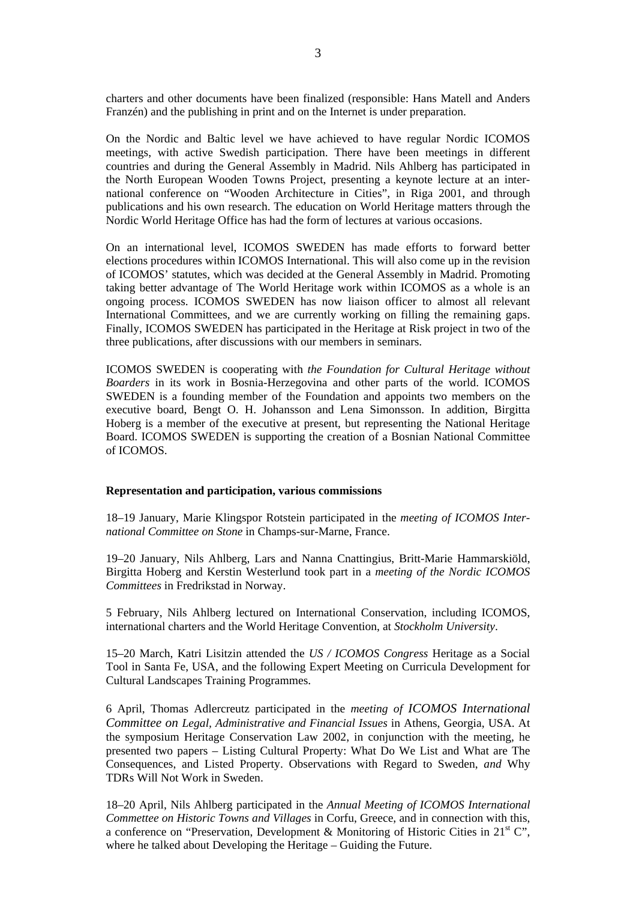charters and other documents have been finalized (responsible: Hans Matell and Anders Franzén) and the publishing in print and on the Internet is under preparation.

On the Nordic and Baltic level we have achieved to have regular Nordic ICOMOS meetings, with active Swedish participation. There have been meetings in different countries and during the General Assembly in Madrid. Nils Ahlberg has participated in the North European Wooden Towns Project, presenting a keynote lecture at an international conference on "Wooden Architecture in Cities", in Riga 2001, and through publications and his own research. The education on World Heritage matters through the Nordic World Heritage Office has had the form of lectures at various occasions.

On an international level, ICOMOS SWEDEN has made efforts to forward better elections procedures within ICOMOS International. This will also come up in the revision of ICOMOS' statutes, which was decided at the General Assembly in Madrid. Promoting taking better advantage of The World Heritage work within ICOMOS as a whole is an ongoing process. ICOMOS SWEDEN has now liaison officer to almost all relevant International Committees, and we are currently working on filling the remaining gaps. Finally, ICOMOS SWEDEN has participated in the Heritage at Risk project in two of the three publications, after discussions with our members in seminars.

ICOMOS SWEDEN is cooperating with *the Foundation for Cultural Heritage without Boarders* in its work in Bosnia-Herzegovina and other parts of the world. ICOMOS SWEDEN is a founding member of the Foundation and appoints two members on the executive board, Bengt O. H. Johansson and Lena Simonsson. In addition, Birgitta Hoberg is a member of the executive at present, but representing the National Heritage Board. ICOMOS SWEDEN is supporting the creation of a Bosnian National Committee of ICOMOS.

**Representation and participation, various commissions**

18–19 January, Marie Klingspor Rotstein participated in the *meeting of ICOMOS International Committee on Stone* in Champs-sur-Marne, France.

19–20 January, Nils Ahlberg, Lars and Nanna Cnattingius, Britt-Marie Hammarskiöld, Birgitta Hoberg and Kerstin Westerlund took part in a *meeting of the Nordic ICOMOS Committees* in Fredrikstad in Norway.

5 February, Nils Ahlberg lectured on International Conservation, including ICOMOS, international charters and the World Heritage Convention, at *Stockholm University*.

15–20 March, Katri Lisitzin attended the *US / ICOMOS Congress* Heritage as a Social Tool in Santa Fe, USA, and the following Expert Meeting on Curricula Development for Cultural Landscapes Training Programmes.

6 April, Thomas Adlercreutz participated in the *meeting of ICOMOS International Committee on Legal, Administrative and Financial Issues* in Athens, Georgia, USA. At the symposium Heritage Conservation Law 2002, in conjunction with the meeting, he presented two papers – Listing Cultural Property: What Do We List and What are The Consequences, and Listed Property. Observations with Regard to Sweden, *and* Why TDRs Will Not Work in Sweden.

18–20 April, Nils Ahlberg participated in the *Annual Meeting of ICOMOS International Commettee on Historic Towns and Villages* in Corfu, Greece, and in connection with this, a conference on "Preservation, Development & Monitoring of Historic Cities in 21st C", where he talked about Developing the Heritage – Guiding the Future.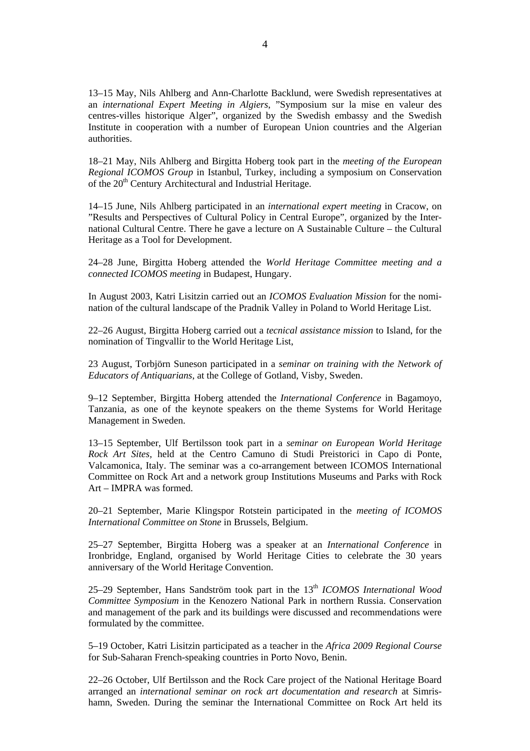13–15 May, Nils Ahlberg and Ann-Charlotte Backlund, were Swedish representatives at an *international Expert Meeting in Algiers*, ”Symposium sur la mise en valeur des centres-villes historique Alger”, organized by the Swedish embassy and the Swedish Institute in cooperation with a number of European Union countries and the Algerian authorities.

18–21 May, Nils Ahlberg and Birgitta Hoberg took part in the *meeting of the European Regional ICOMOS Group* in Istanbul, Turkey, including a symposium on Conservation of the 20th Century Architectural and Industrial Heritage.

14–15 June, Nils Ahlberg participated in an *international expert meeting* in Cracow, on ”Results and Perspectives of Cultural Policy in Central Europe”, organized by the International Cultural Centre. There he gave a lecture on A Sustainable Culture – the Cultural Heritage as a Tool for Development.

24–28 June, Birgitta Hoberg attended the *World Heritage Committee meeting and a connected ICOMOS meeting* in Budapest, Hungary.

In August 2003, Katri Lisitzin carried out an *ICOMOS Evaluation Mission* for the nomination of the cultural landscape of the Pradnik Valley in Poland to World Heritage List.

22–26 August, Birgitta Hoberg carried out a *tecnical assistance mission* to Island, for the nomination of Tingvallir to the World Heritage List,

23 August, Torbjörn Suneson participated in a *seminar on training with the Network of Educators of Antiquarians,* at the College of Gotland, Visby, Sweden.

9–12 September, Birgitta Hoberg attended the *International Conference* in Bagamoyo, Tanzania, as one of the keynote speakers on the theme Systems for World Heritage Management in Sweden.

13–15 September, Ulf Bertilsson took part in a *seminar on European World Heritage Rock Art Sites,* held at the Centro Camuno di Studi Preistorici in Capo di Ponte, Valcamonica, Italy. The seminar was a co-arrangement between ICOMOS International Committee on Rock Art and a network group Institutions Museums and Parks with Rock Art – IMPRA was formed.

20–21 September, Marie Klingspor Rotstein participated in the *meeting of ICOMOS International Committee on Stone* in Brussels, Belgium.

25–27 September, Birgitta Hoberg was a speaker at an *International Conference* in Ironbridge, England, organised by World Heritage Cities to celebrate the 30 years anniversary of the World Heritage Convention.

25–29 September, Hans Sandström took part in the 13th *ICOMOS International Wood Committee Symposium* in the Kenozero National Park in northern Russia. Conservation and management of the park and its buildings were discussed and recommendations were formulated by the committee.

5–19 October, Katri Lisitzin participated as a teacher in the *Africa 2009 Regional Course* for Sub-Saharan French-speaking countries in Porto Novo, Benin.

22–26 October, Ulf Bertilsson and the Rock Care project of the National Heritage Board arranged an *international seminar on rock art documentation and research* at Simrishamn, Sweden. During the seminar the International Committee on Rock Art held its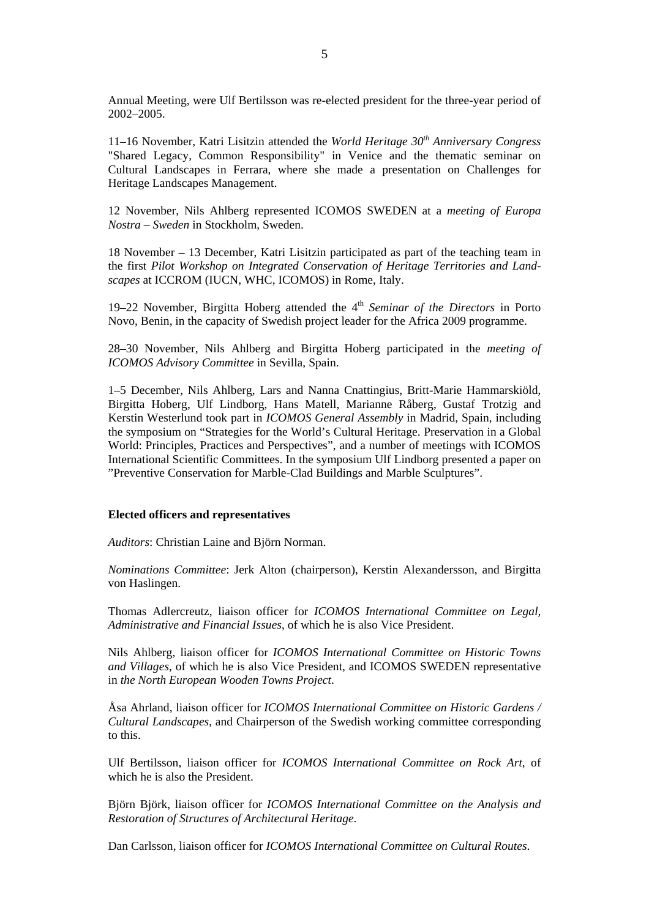Annual Meeting, were Ulf Bertilsson was re-elected president for the three-year period of 2002–2005.

11–16 November, Katri Lisitzin attended the *World Heritage 30th Anniversary Congress* "Shared Legacy, Common Responsibility" in Venice and the thematic seminar on Cultural Landscapes in Ferrara, where she made a presentation on Challenges for Heritage Landscapes Management.

12 November, Nils Ahlberg represented ICOMOS SWEDEN at a *meeting of Europa Nostra – Sweden* in Stockholm, Sweden.

18 November – 13 December, Katri Lisitzin participated as part of the teaching team in the first *Pilot Workshop on Integrated Conservation of Heritage Territories and Landscapes* at ICCROM (IUCN, WHC, ICOMOS) in Rome, Italy.

19–22 November, Birgitta Hoberg attended the 4th *Seminar of the Directors* in Porto Novo, Benin, in the capacity of Swedish project leader for the Africa 2009 programme.

28–30 November, Nils Ahlberg and Birgitta Hoberg participated in the *meeting of ICOMOS Advisory Committee* in Sevilla, Spain.

1–5 December, Nils Ahlberg, Lars and Nanna Cnattingius, Britt-Marie Hammarskiöld, Birgitta Hoberg, Ulf Lindborg, Hans Matell, Marianne Råberg, Gustaf Trotzig and Kerstin Westerlund took part in *ICOMOS General Assembly* in Madrid, Spain, including the symposium on "Strategies for the World's Cultural Heritage. Preservation in a Global World: Principles, Practices and Perspectives", and a number of meetings with ICOMOS International Scientific Committees. In the symposium Ulf Lindborg presented a paper on "Preventive Conservation for Marble-Clad Buildings and Marble Sculptures".

**Elected officers and representatives**

*Auditors*: Christian Laine and Björn Norman.

*Nominations Committee*: Jerk Alton (chairperson), Kerstin Alexandersson, and Birgitta von Haslingen.

Thomas Adlercreutz, liaison officer for *ICOMOS International Committee on Legal, Administrative and Financial Issues*, of which he is also Vice President.

Nils Ahlberg, liaison officer for *ICOMOS International Committee on Historic Towns and Villages*, of which he is also Vice President, and ICOMOS SWEDEN representative in *the North European Wooden Towns Project*.

Åsa Ahrland, liaison officer for *ICOMOS International Committee on Historic Gardens / Cultural Landscapes*, and Chairperson of the Swedish working committee corresponding to this.

Ulf Bertilsson, liaison officer for *ICOMOS International Committee on Rock Art*, of which he is also the President.

Björn Björk, liaison officer for *ICOMOS International Committee on the Analysis and Restoration of Structures of Architectural Heritage*.

Dan Carlsson, liaison officer for *ICOMOS International Committee on Cultural Routes*.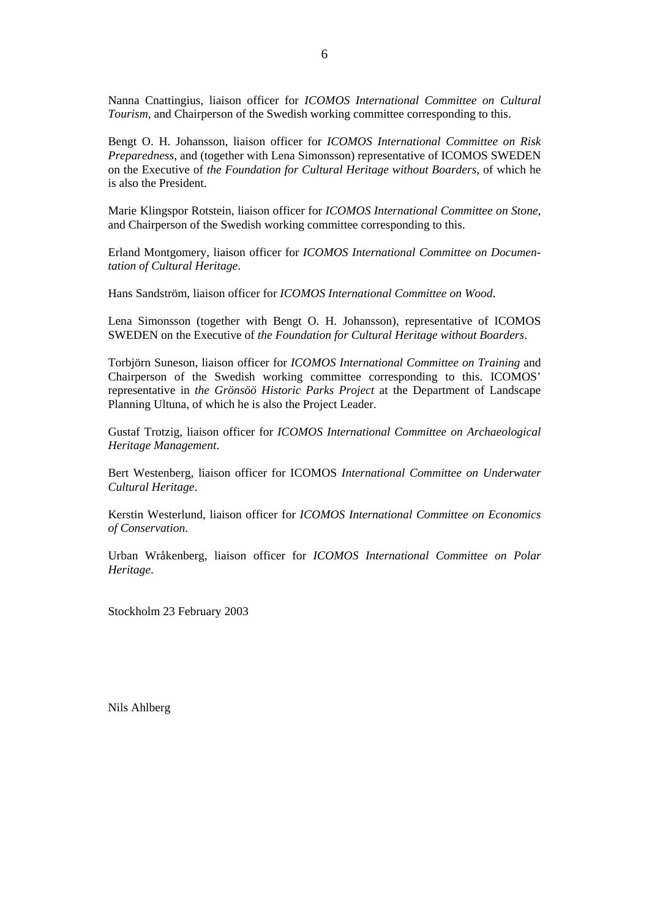Nanna Cnattingius, liaison officer for *ICOMOS International Committee on Cultural Tourism*, and Chairperson of the Swedish working committee corresponding to this.

Bengt O. H. Johansson, liaison officer for *ICOMOS International Committee on Risk Preparedness*, and (together with Lena Simonsson) representative of ICOMOS SWEDEN on the Executive of *the Foundation for Cultural Heritage without Boarders*, of which he is also the President.

Marie Klingspor Rotstein, liaison officer for *ICOMOS International Committee on Stone*, and Chairperson of the Swedish working committee corresponding to this.

Erland Montgomery, liaison officer for *ICOMOS International Committee on Documentation of Cultural Heritage*.

Hans Sandström, liaison officer for *ICOMOS International Committee on Wood*.

Lena Simonsson (together with Bengt O. H. Johansson), representative of ICOMOS SWEDEN on the Executive of *the Foundation for Cultural Heritage without Boarders*.

Torbjörn Suneson, liaison officer for *ICOMOS International Committee on Training* and Chairperson of the Swedish working committee corresponding to this. ICOMOS' representative in *the Grönsöö Historic Parks Project* at the Department of Landscape Planning Ultuna, of which he is also the Project Leader.

Gustaf Trotzig, liaison officer for *ICOMOS International Committee on Archaeological Heritage Management.*

Bert Westenberg, liaison officer for ICOMOS *International Committee on Underwater Cultural Heritage*.

Kerstin Westerlund, liaison officer for *ICOMOS International Committee on Economics of Conservation*.

Urban Wråkenberg, liaison officer for *ICOMOS International Committee on Polar Heritage*.

Stockholm 23 February 2003

Nils Ahlberg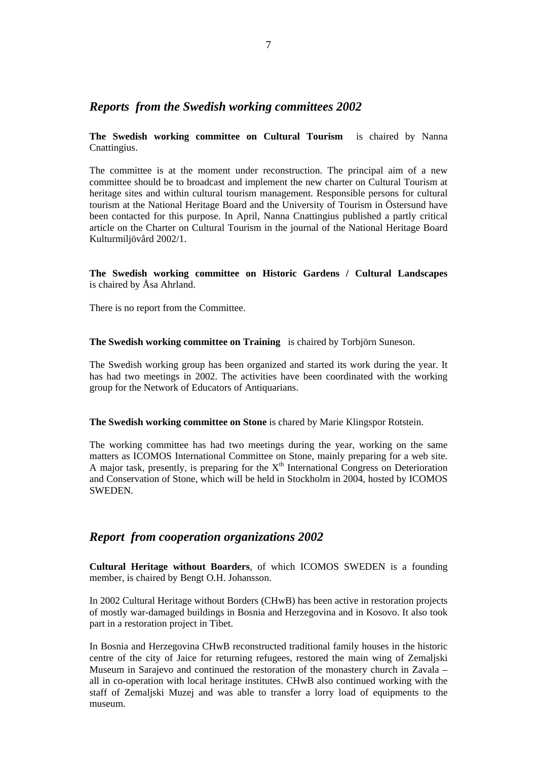## *Reports from the Swedish working committees 2002*

**The Swedish working committee on Cultural Tourism** is chaired by Nanna Cnattingius.

The committee is at the moment under reconstruction. The principal aim of a new committee should be to broadcast and implement the new charter on Cultural Tourism at heritage sites and within cultural tourism management. Responsible persons for cultural tourism at the National Heritage Board and the University of Tourism in Östersund have been contacted for this purpose. In April, Nanna Cnattingius published a partly critical article on the Charter on Cultural Tourism in the journal of the National Heritage Board Kulturmiljövård 2002/1.

**The Swedish working committee on Historic Gardens / Cultural Landscapes** is chaired by Åsa Ahrland.

There is no report from the Committee.

**The Swedish working committee on Training** is chaired by Torbjörn Suneson.

The Swedish working group has been organized and started its work during the year. It has had two meetings in 2002. The activities have been coordinated with the working group for the Network of Educators of Antiquarians.

**The Swedish working committee on Stone** is chared by Marie Klingspor Rotstein.

The working committee has had two meetings during the year, working on the same matters as ICOMOS International Committee on Stone, mainly preparing for a web site. A major task, presently, is preparing for the X$^{th}$ International Congress on Deterioration and Conservation of Stone, which will be held in Stockholm in 2004, hosted by ICOMOS SWEDEN.

## *Report from cooperation organizations 2002*

**Cultural Heritage without Boarders**, of which ICOMOS SWEDEN is a founding member, is chaired by Bengt O.H. Johansson.

In 2002 Cultural Heritage without Borders (CHwB) has been active in restoration projects of mostly war-damaged buildings in Bosnia and Herzegovina and in Kosovo. It also took part in a restoration project in Tibet.

In Bosnia and Herzegovina CHwB reconstructed traditional family houses in the historic centre of the city of Jaice for returning refugees, restored the main wing of Zemaljski Museum in Sarajevo and continued the restoration of the monastery church in Zavala – all in co-operation with local heritage institutes. CHwB also continued working with the staff of Zemaljski Muzej and was able to transfer a lorry load of equipments to the museum.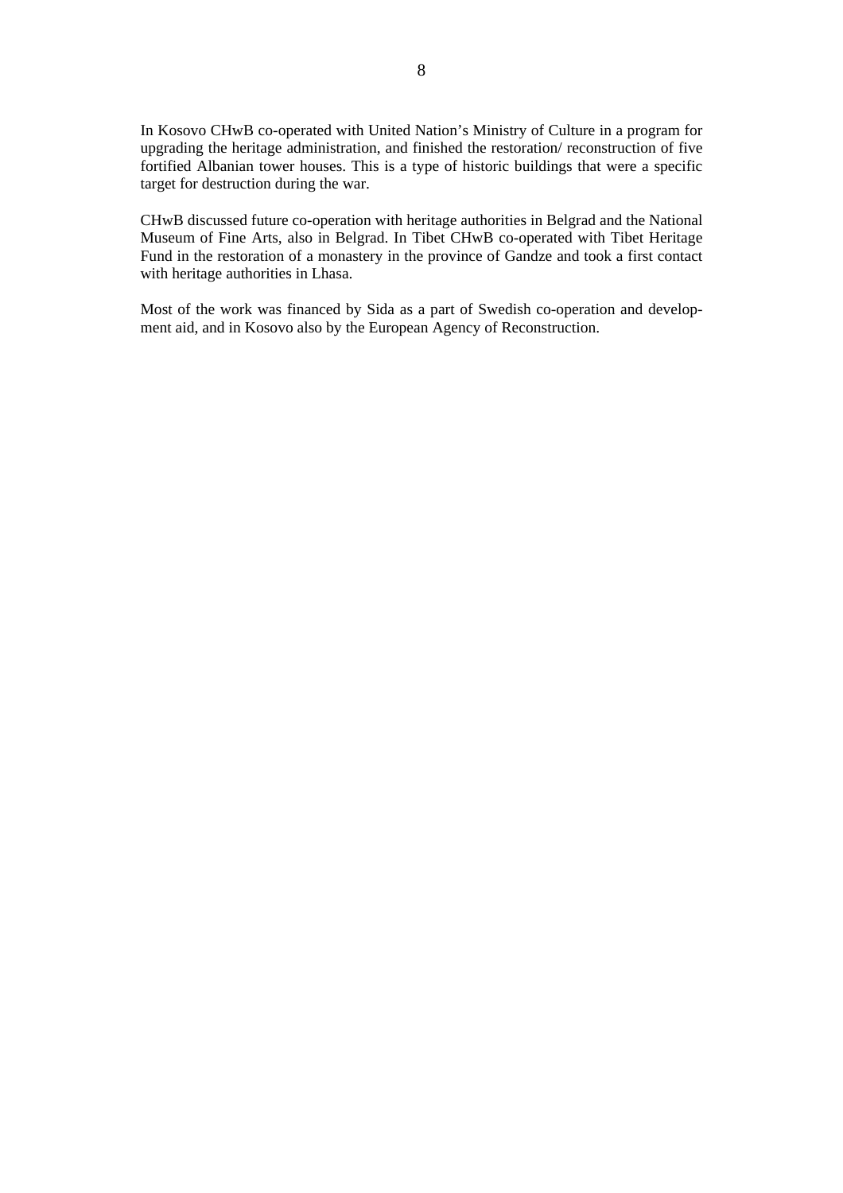In Kosovo CHwB co-operated with United Nation's Ministry of Culture in a program for upgrading the heritage administration, and finished the restoration/ reconstruction of five fortified Albanian tower houses. This is a type of historic buildings that were a specific target for destruction during the war.

CHwB discussed future co-operation with heritage authorities in Belgrad and the National Museum of Fine Arts, also in Belgrad. In Tibet CHwB co-operated with Tibet Heritage Fund in the restoration of a monastery in the province of Gandze and took a first contact with heritage authorities in Lhasa.

Most of the work was financed by Sida as a part of Swedish co-operation and development aid, and in Kosovo also by the European Agency of Reconstruction.